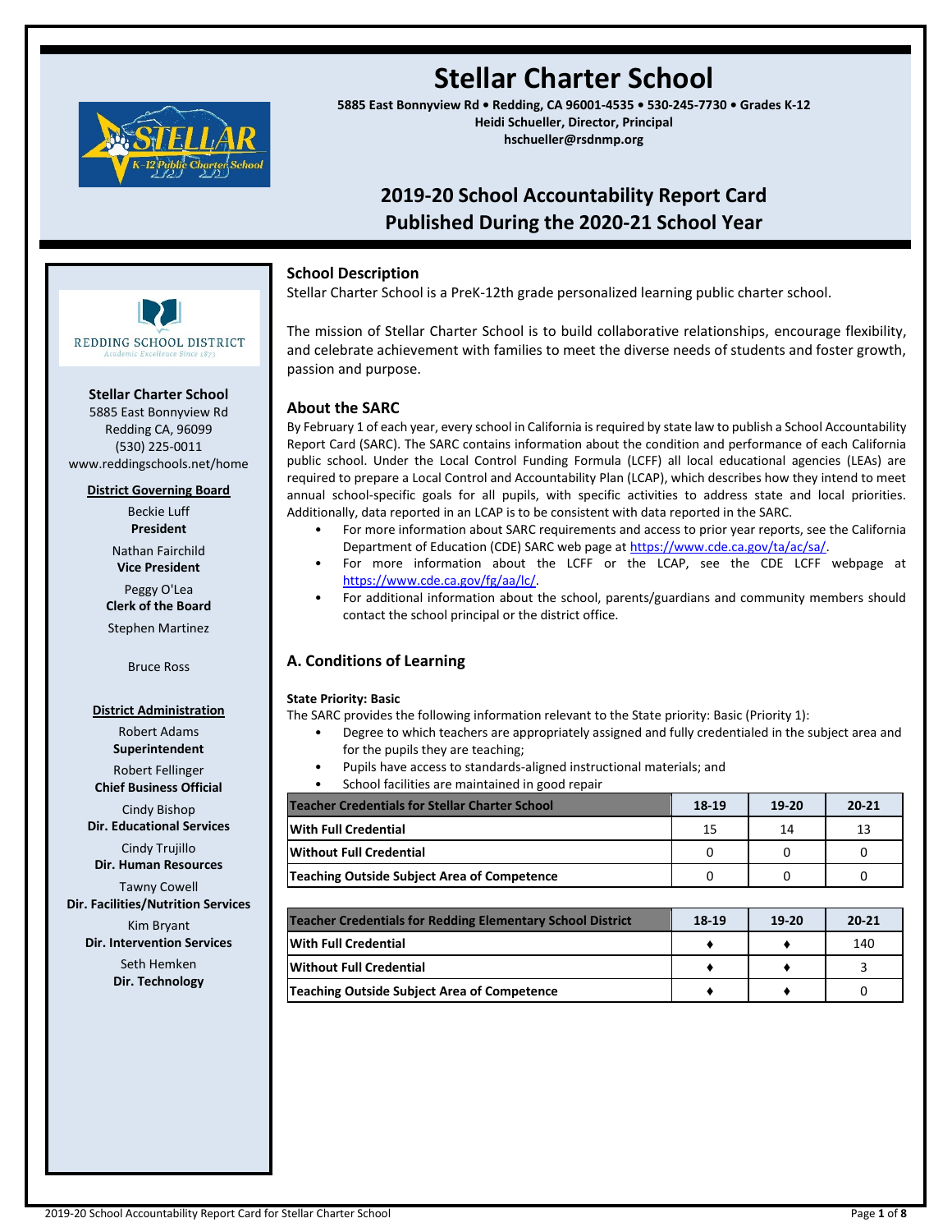# Stellar Charter School

**5885 East Bonnyview Rd • Redding, CA 96001-4535 • 530-245-7730 • Grades K-12**
**Heidi Schueller, Director, Principal**
**hschueller@rsdnmp.org**

## 2019-20 School Accountability Report Card
## Published During the 2020-21 School Year

REDDING SCHOOL DISTRICT
*Academic Excellence Since 1873*

**Stellar Charter School**
5885 East Bonnyview Rd
Redding CA, 96099
(530) 225-0011
www.reddingschools.net/home

**District Governing Board**

Beckie Luff
**President**

Nathan Fairchild
**Vice President**

Peggy O'Lea
**Clerk of the Board**

Stephen Martinez

Bruce Ross

**District Administration**

Robert Adams
**Superintendent**

Robert Fellinger
**Chief Business Official**

Cindy Bishop
**Dir. Educational Services**

Cindy Trujillo
**Dir. Human Resources**

Tawny Cowell
**Dir. Facilities/Nutrition Services**

Kim Bryant
**Dir. Intervention Services**

Seth Hemken
**Dir. Technology**

### School Description

Stellar Charter School is a PreK-12th grade personalized learning public charter school.

The mission of Stellar Charter School is to build collaborative relationships, encourage flexibility, and celebrate achievement with families to meet the diverse needs of students and foster growth, passion and purpose.

### About the SARC

By February 1 of each year, every school in California is required by state law to publish a School Accountability Report Card (SARC). The SARC contains information about the condition and performance of each California public school. Under the Local Control Funding Formula (LCFF) all local educational agencies (LEAs) are required to prepare a Local Control and Accountability Plan (LCAP), which describes how they intend to meet annual school-specific goals for all pupils, with specific activities to address state and local priorities. Additionally, data reported in an LCAP is to be consistent with data reported in the SARC.

- For more information about SARC requirements and access to prior year reports, see the California Department of Education (CDE) SARC web page at https://www.cde.ca.gov/ta/ac/sa/.
- For more information about the LCFF or the LCAP, see the CDE LCFF webpage at https://www.cde.ca.gov/fg/aa/lc/.
- For additional information about the school, parents/guardians and community members should contact the school principal or the district office.

## A. Conditions of Learning

**State Priority: Basic**

The SARC provides the following information relevant to the State priority: Basic (Priority 1):

- Degree to which teachers are appropriately assigned and fully credentialed in the subject area and for the pupils they are teaching;
- Pupils have access to standards-aligned instructional materials; and
- School facilities are maintained in good repair

| Teacher Credentials for Stellar Charter School | 18-19 | 19-20 | 20-21 |
|---|---|---|---|
| With Full Credential | 15 | 14 | 13 |
| Without Full Credential | 0 | 0 | 0 |
| Teaching Outside Subject Area of Competence | 0 | 0 | 0 |

| Teacher Credentials for Redding Elementary School District | 18-19 | 19-20 | 20-21 |
|---|---|---|---|
| With Full Credential | ♦ | ♦ | 140 |
| Without Full Credential | ♦ | ♦ | 3 |
| Teaching Outside Subject Area of Competence | ♦ | ♦ | 0 |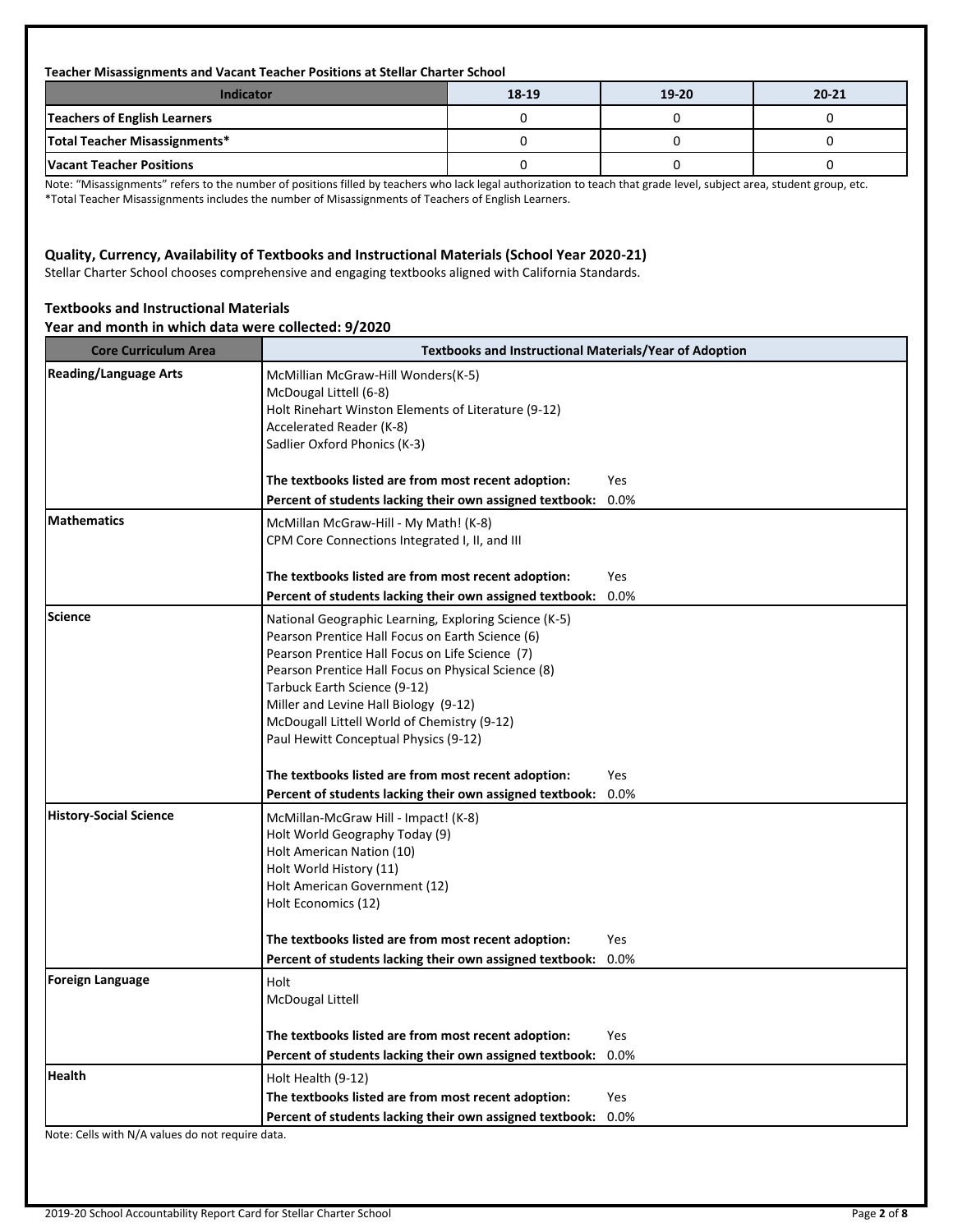**Teacher Misassignments and Vacant Teacher Positions at Stellar Charter School**

| Indicator | 18-19 | 19-20 | 20-21 |
|---|---|---|---|
| Teachers of English Learners | 0 | 0 | 0 |
| Total Teacher Misassignments* | 0 | 0 | 0 |
| Vacant Teacher Positions | 0 | 0 | 0 |

Note: "Misassignments" refers to the number of positions filled by teachers who lack legal authorization to teach that grade level, subject area, student group, etc.
*Total Teacher Misassignments includes the number of Misassignments of Teachers of English Learners.

## Quality, Currency, Availability of Textbooks and Instructional Materials (School Year 2020-21)

Stellar Charter School chooses comprehensive and engaging textbooks aligned with California Standards.

### Textbooks and Instructional Materials

**Year and month in which data were collected: 9/2020**

| Core Curriculum Area | Textbooks and Instructional Materials/Year of Adoption |
|---|---|
| Reading/Language Arts | McMillian McGraw-Hill Wonders(K-5)<br>McDougal Littell (6-8)<br>Holt Rinehart Winston Elements of Literature (9-12)<br>Accelerated Reader (K-8)<br>Sadlier Oxford Phonics (K-3)<br><br>**The textbooks listed are from most recent adoption:** Yes<br>**Percent of students lacking their own assigned textbook:** 0.0% |
| Mathematics | McMillan McGraw-Hill - My Math! (K-8)<br>CPM Core Connections Integrated I, II, and III<br><br>**The textbooks listed are from most recent adoption:** Yes<br>**Percent of students lacking their own assigned textbook:** 0.0% |
| Science | National Geographic Learning, Exploring Science (K-5)<br>Pearson Prentice Hall Focus on Earth Science (6)<br>Pearson Prentice Hall Focus on Life Science (7)<br>Pearson Prentice Hall Focus on Physical Science (8)<br>Tarbuck Earth Science (9-12)<br>Miller and Levine Hall Biology (9-12)<br>McDougall Littell World of Chemistry (9-12)<br>Paul Hewitt Conceptual Physics (9-12)<br><br>**The textbooks listed are from most recent adoption:** Yes<br>**Percent of students lacking their own assigned textbook:** 0.0% |
| History-Social Science | McMillan-McGraw Hill - Impact! (K-8)<br>Holt World Geography Today (9)<br>Holt American Nation (10)<br>Holt World History (11)<br>Holt American Government (12)<br>Holt Economics (12)<br><br>**The textbooks listed are from most recent adoption:** Yes<br>**Percent of students lacking their own assigned textbook:** 0.0% |
| Foreign Language | Holt<br>McDougal Littell<br><br>**The textbooks listed are from most recent adoption:** Yes<br>**Percent of students lacking their own assigned textbook:** 0.0% |
| Health | Holt Health (9-12)<br>**The textbooks listed are from most recent adoption:** Yes<br>**Percent of students lacking their own assigned textbook:** 0.0% |

Note: Cells with N/A values do not require data.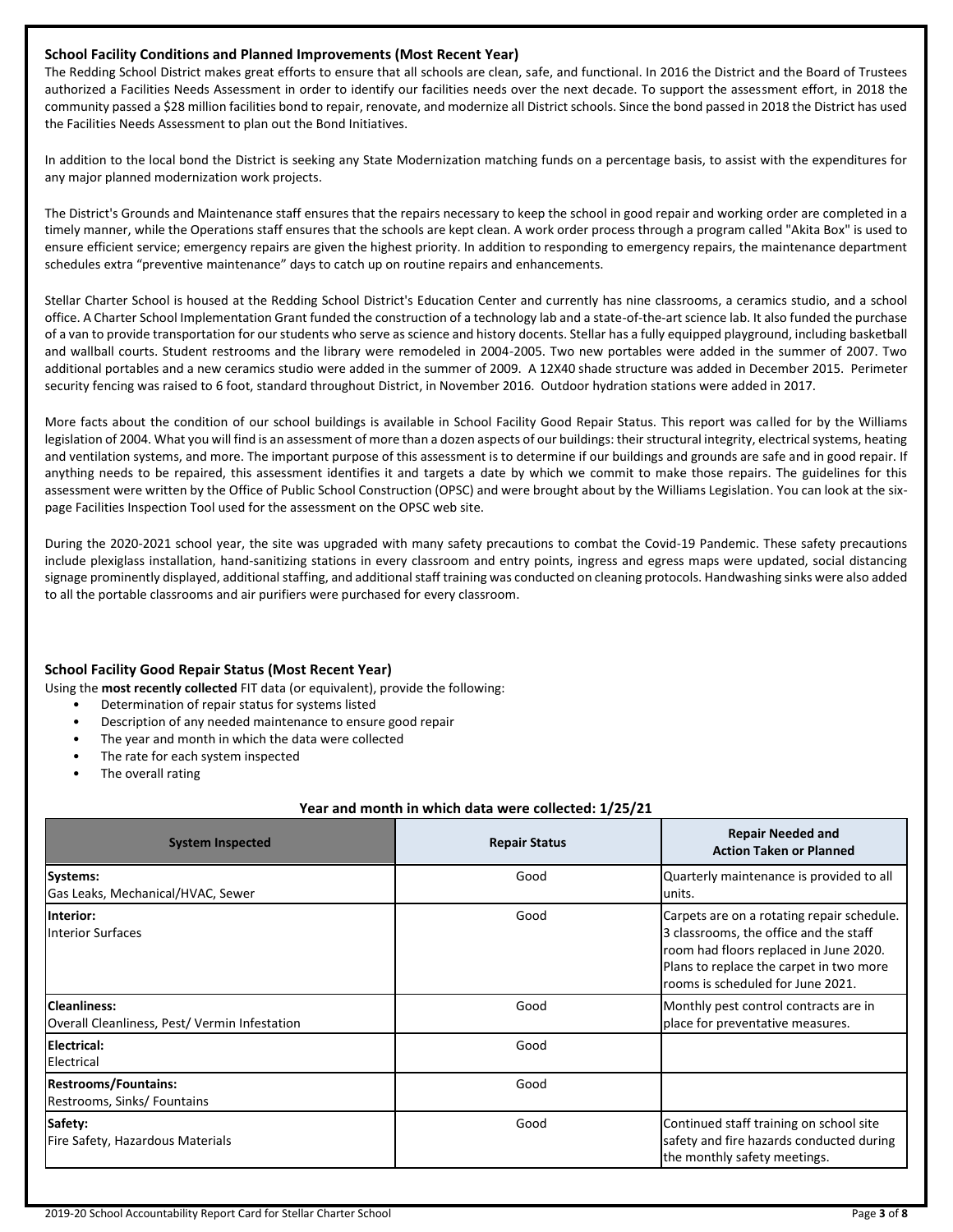### School Facility Conditions and Planned Improvements (Most Recent Year)

The Redding School District makes great efforts to ensure that all schools are clean, safe, and functional. In 2016 the District and the Board of Trustees authorized a Facilities Needs Assessment in order to identify our facilities needs over the next decade. To support the assessment effort, in 2018 the community passed a $28 million facilities bond to repair, renovate, and modernize all District schools. Since the bond passed in 2018 the District has used the Facilities Needs Assessment to plan out the Bond Initiatives.

In addition to the local bond the District is seeking any State Modernization matching funds on a percentage basis, to assist with the expenditures for any major planned modernization work projects.

The District's Grounds and Maintenance staff ensures that the repairs necessary to keep the school in good repair and working order are completed in a timely manner, while the Operations staff ensures that the schools are kept clean. A work order process through a program called "Akita Box" is used to ensure efficient service; emergency repairs are given the highest priority. In addition to responding to emergency repairs, the maintenance department schedules extra "preventive maintenance" days to catch up on routine repairs and enhancements.

Stellar Charter School is housed at the Redding School District's Education Center and currently has nine classrooms, a ceramics studio, and a school office. A Charter School Implementation Grant funded the construction of a technology lab and a state-of-the-art science lab. It also funded the purchase of a van to provide transportation for our students who serve as science and history docents. Stellar has a fully equipped playground, including basketball and wallball courts. Student restrooms and the library were remodeled in 2004-2005. Two new portables were added in the summer of 2007. Two additional portables and a new ceramics studio were added in the summer of 2009. A 12X40 shade structure was added in December 2015. Perimeter security fencing was raised to 6 foot, standard throughout District, in November 2016. Outdoor hydration stations were added in 2017.

More facts about the condition of our school buildings is available in School Facility Good Repair Status. This report was called for by the Williams legislation of 2004. What you will find is an assessment of more than a dozen aspects of our buildings: their structural integrity, electrical systems, heating and ventilation systems, and more. The important purpose of this assessment is to determine if our buildings and grounds are safe and in good repair. If anything needs to be repaired, this assessment identifies it and targets a date by which we commit to make those repairs. The guidelines for this assessment were written by the Office of Public School Construction (OPSC) and were brought about by the Williams Legislation. You can look at the six-page Facilities Inspection Tool used for the assessment on the OPSC web site.

During the 2020-2021 school year, the site was upgraded with many safety precautions to combat the Covid-19 Pandemic. These safety precautions include plexiglass installation, hand-sanitizing stations in every classroom and entry points, ingress and egress maps were updated, social distancing signage prominently displayed, additional staffing, and additional staff training was conducted on cleaning protocols. Handwashing sinks were also added to all the portable classrooms and air purifiers were purchased for every classroom.

### School Facility Good Repair Status (Most Recent Year)

Using the **most recently collected** FIT data (or equivalent), provide the following:

- Determination of repair status for systems listed
- Description of any needed maintenance to ensure good repair
- The year and month in which the data were collected
- The rate for each system inspected
- The overall rating

**Year and month in which data were collected: 1/25/21**

| System Inspected | Repair Status | Repair Needed and Action Taken or Planned |
|---|---|---|
| **Systems:** Gas Leaks, Mechanical/HVAC, Sewer | Good | Quarterly maintenance is provided to all units. |
| **Interior:** Interior Surfaces | Good | Carpets are on a rotating repair schedule. 3 classrooms, the office and the staff room had floors replaced in June 2020. Plans to replace the carpet in two more rooms is scheduled for June 2021. |
| **Cleanliness:** Overall Cleanliness, Pest/ Vermin Infestation | Good | Monthly pest control contracts are in place for preventative measures. |
| **Electrical:** Electrical | Good | |
| **Restrooms/Fountains:** Restrooms, Sinks/ Fountains | Good | |
| **Safety:** Fire Safety, Hazardous Materials | Good | Continued staff training on school site safety and fire hazards conducted during the monthly safety meetings. |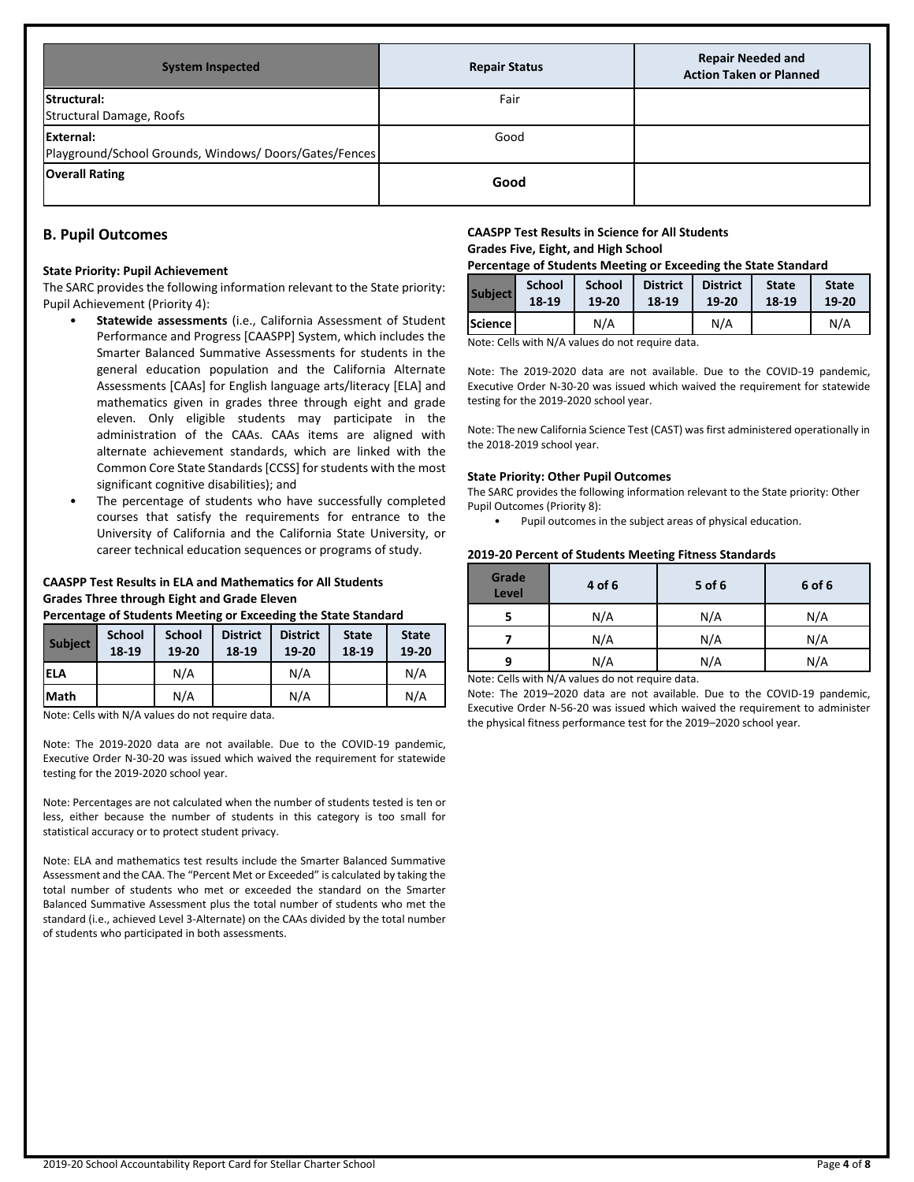| System Inspected | Repair Status | Repair Needed and Action Taken or Planned |
|---|---|---|
| **Structural:** Structural Damage, Roofs | Fair | |
| **External:** Playground/School Grounds, Windows/ Doors/Gates/Fences | Good | |
| **Overall Rating** | **Good** | |

## B. Pupil Outcomes

### State Priority: Pupil Achievement

The SARC provides the following information relevant to the State priority: Pupil Achievement (Priority 4):

- **Statewide assessments** (i.e., California Assessment of Student Performance and Progress [CAASPP] System, which includes the Smarter Balanced Summative Assessments for students in the general education population and the California Alternate Assessments [CAAs] for English language arts/literacy [ELA] and mathematics given in grades three through eight and grade eleven. Only eligible students may participate in the administration of the CAAs. CAAs items are aligned with alternate achievement standards, which are linked with the Common Core State Standards [CCSS] for students with the most significant cognitive disabilities); and
- The percentage of students who have successfully completed courses that satisfy the requirements for entrance to the University of California and the California State University, or career technical education sequences or programs of study.

**CAASPP Test Results in ELA and Mathematics for All Students**
**Grades Three through Eight and Grade Eleven**
**Percentage of Students Meeting or Exceeding the State Standard**

| Subject | School 18-19 | School 19-20 | District 18-19 | District 19-20 | State 18-19 | State 19-20 |
|---|---|---|---|---|---|---|
| ELA | | N/A | | N/A | | N/A |
| Math | | N/A | | N/A | | N/A |

Note: Cells with N/A values do not require data.

Note: The 2019-2020 data are not available. Due to the COVID-19 pandemic, Executive Order N-30-20 was issued which waived the requirement for statewide testing for the 2019-2020 school year.

Note: Percentages are not calculated when the number of students tested is ten or less, either because the number of students in this category is too small for statistical accuracy or to protect student privacy.

Note: ELA and mathematics test results include the Smarter Balanced Summative Assessment and the CAA. The "Percent Met or Exceeded" is calculated by taking the total number of students who met or exceeded the standard on the Smarter Balanced Summative Assessment plus the total number of students who met the standard (i.e., achieved Level 3-Alternate) on the CAAs divided by the total number of students who participated in both assessments.

**CAASPP Test Results in Science for All Students**
**Grades Five, Eight, and High School**
**Percentage of Students Meeting or Exceeding the State Standard**

| Subject | School 18-19 | School 19-20 | District 18-19 | District 19-20 | State 18-19 | State 19-20 |
|---|---|---|---|---|---|---|
| Science | | N/A | | N/A | | N/A |

Note: Cells with N/A values do not require data.

Note: The 2019-2020 data are not available. Due to the COVID-19 pandemic, Executive Order N-30-20 was issued which waived the requirement for statewide testing for the 2019-2020 school year.

Note: The new California Science Test (CAST) was first administered operationally in the 2018-2019 school year.

### State Priority: Other Pupil Outcomes

The SARC provides the following information relevant to the State priority: Other Pupil Outcomes (Priority 8):

- Pupil outcomes in the subject areas of physical education.

**2019-20 Percent of Students Meeting Fitness Standards**

| Grade Level | 4 of 6 | 5 of 6 | 6 of 6 |
|---|---|---|---|
| 5 | N/A | N/A | N/A |
| 7 | N/A | N/A | N/A |
| 9 | N/A | N/A | N/A |

Note: Cells with N/A values do not require data.

Note: The 2019–2020 data are not available. Due to the COVID-19 pandemic, Executive Order N-56-20 was issued which waived the requirement to administer the physical fitness performance test for the 2019–2020 school year.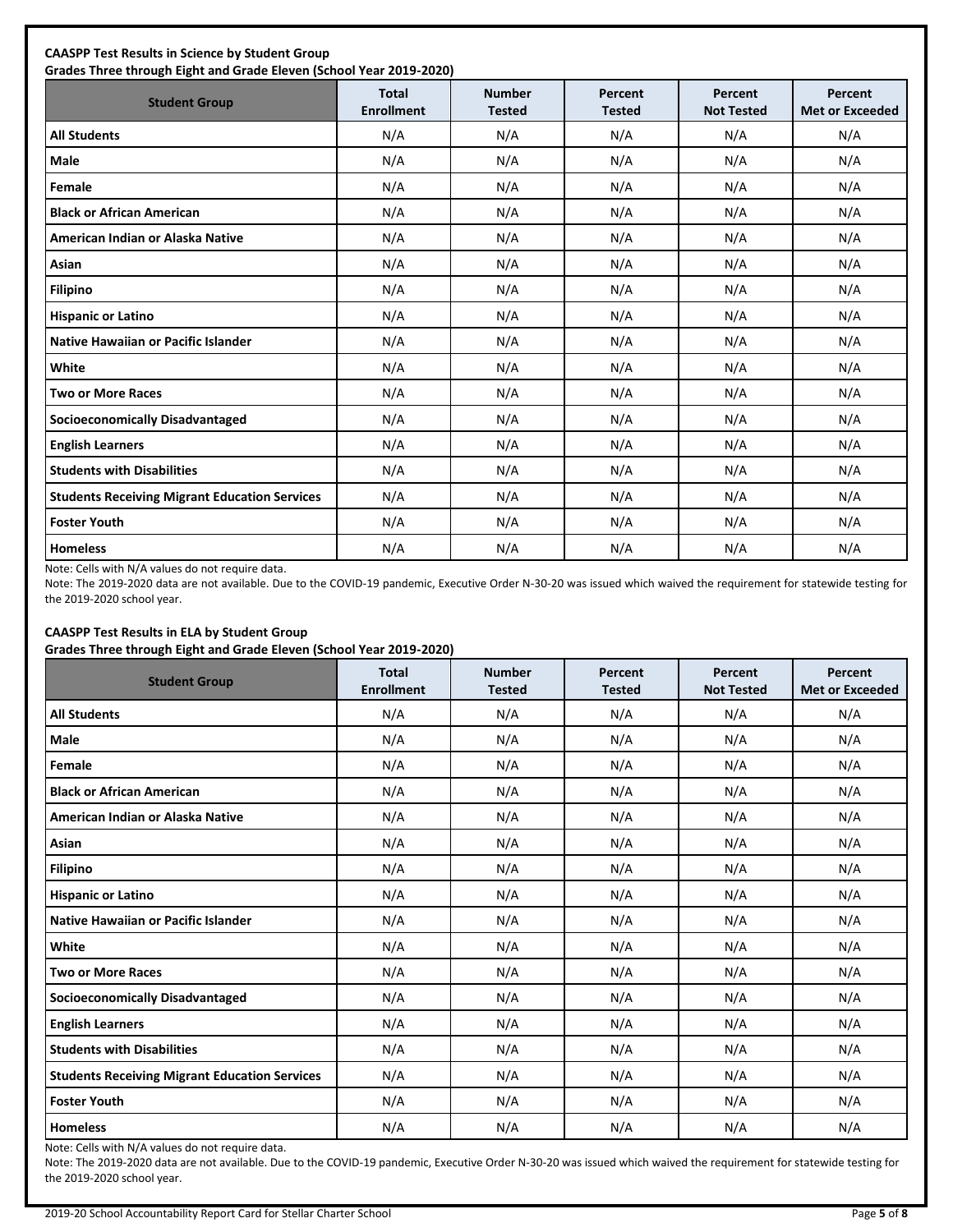**CAASPP Test Results in Science by Student Group**
**Grades Three through Eight and Grade Eleven (School Year 2019-2020)**

| Student Group | Total Enrollment | Number Tested | Percent Tested | Percent Not Tested | Percent Met or Exceeded |
|---|---|---|---|---|---|
| **All Students** | N/A | N/A | N/A | N/A | N/A |
| **Male** | N/A | N/A | N/A | N/A | N/A |
| **Female** | N/A | N/A | N/A | N/A | N/A |
| **Black or African American** | N/A | N/A | N/A | N/A | N/A |
| **American Indian or Alaska Native** | N/A | N/A | N/A | N/A | N/A |
| **Asian** | N/A | N/A | N/A | N/A | N/A |
| **Filipino** | N/A | N/A | N/A | N/A | N/A |
| **Hispanic or Latino** | N/A | N/A | N/A | N/A | N/A |
| **Native Hawaiian or Pacific Islander** | N/A | N/A | N/A | N/A | N/A |
| **White** | N/A | N/A | N/A | N/A | N/A |
| **Two or More Races** | N/A | N/A | N/A | N/A | N/A |
| **Socioeconomically Disadvantaged** | N/A | N/A | N/A | N/A | N/A |
| **English Learners** | N/A | N/A | N/A | N/A | N/A |
| **Students with Disabilities** | N/A | N/A | N/A | N/A | N/A |
| **Students Receiving Migrant Education Services** | N/A | N/A | N/A | N/A | N/A |
| **Foster Youth** | N/A | N/A | N/A | N/A | N/A |
| **Homeless** | N/A | N/A | N/A | N/A | N/A |

Note: Cells with N/A values do not require data.

Note: The 2019-2020 data are not available. Due to the COVID-19 pandemic, Executive Order N-30-20 was issued which waived the requirement for statewide testing for the 2019-2020 school year.

**CAASPP Test Results in ELA by Student Group**
**Grades Three through Eight and Grade Eleven (School Year 2019-2020)**

| Student Group | Total Enrollment | Number Tested | Percent Tested | Percent Not Tested | Percent Met or Exceeded |
|---|---|---|---|---|---|
| **All Students** | N/A | N/A | N/A | N/A | N/A |
| **Male** | N/A | N/A | N/A | N/A | N/A |
| **Female** | N/A | N/A | N/A | N/A | N/A |
| **Black or African American** | N/A | N/A | N/A | N/A | N/A |
| **American Indian or Alaska Native** | N/A | N/A | N/A | N/A | N/A |
| **Asian** | N/A | N/A | N/A | N/A | N/A |
| **Filipino** | N/A | N/A | N/A | N/A | N/A |
| **Hispanic or Latino** | N/A | N/A | N/A | N/A | N/A |
| **Native Hawaiian or Pacific Islander** | N/A | N/A | N/A | N/A | N/A |
| **White** | N/A | N/A | N/A | N/A | N/A |
| **Two or More Races** | N/A | N/A | N/A | N/A | N/A |
| **Socioeconomically Disadvantaged** | N/A | N/A | N/A | N/A | N/A |
| **English Learners** | N/A | N/A | N/A | N/A | N/A |
| **Students with Disabilities** | N/A | N/A | N/A | N/A | N/A |
| **Students Receiving Migrant Education Services** | N/A | N/A | N/A | N/A | N/A |
| **Foster Youth** | N/A | N/A | N/A | N/A | N/A |
| **Homeless** | N/A | N/A | N/A | N/A | N/A |

Note: Cells with N/A values do not require data.

Note: The 2019-2020 data are not available. Due to the COVID-19 pandemic, Executive Order N-30-20 was issued which waived the requirement for statewide testing for the 2019-2020 school year.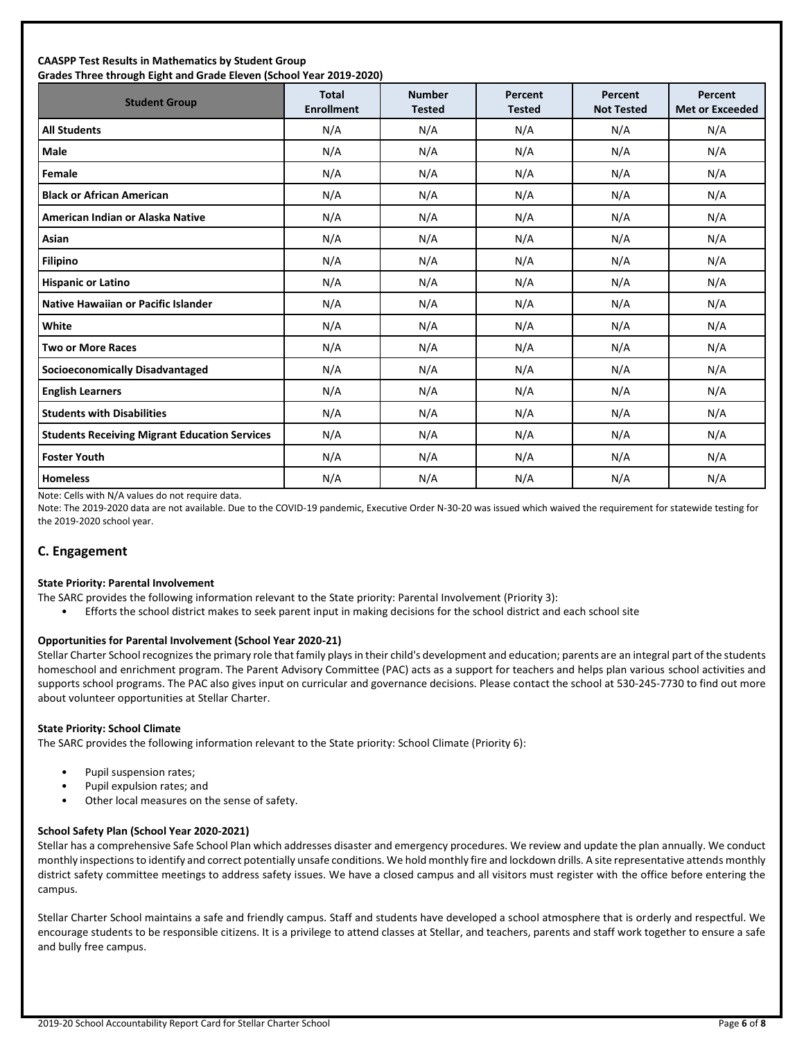**CAASPP Test Results in Mathematics by Student Group**
**Grades Three through Eight and Grade Eleven (School Year 2019-2020)**

| Student Group | Total Enrollment | Number Tested | Percent Tested | Percent Not Tested | Percent Met or Exceeded |
|---|---|---|---|---|---|
| **All Students** | N/A | N/A | N/A | N/A | N/A |
| **Male** | N/A | N/A | N/A | N/A | N/A |
| **Female** | N/A | N/A | N/A | N/A | N/A |
| **Black or African American** | N/A | N/A | N/A | N/A | N/A |
| **American Indian or Alaska Native** | N/A | N/A | N/A | N/A | N/A |
| **Asian** | N/A | N/A | N/A | N/A | N/A |
| **Filipino** | N/A | N/A | N/A | N/A | N/A |
| **Hispanic or Latino** | N/A | N/A | N/A | N/A | N/A |
| **Native Hawaiian or Pacific Islander** | N/A | N/A | N/A | N/A | N/A |
| **White** | N/A | N/A | N/A | N/A | N/A |
| **Two or More Races** | N/A | N/A | N/A | N/A | N/A |
| **Socioeconomically Disadvantaged** | N/A | N/A | N/A | N/A | N/A |
| **English Learners** | N/A | N/A | N/A | N/A | N/A |
| **Students with Disabilities** | N/A | N/A | N/A | N/A | N/A |
| **Students Receiving Migrant Education Services** | N/A | N/A | N/A | N/A | N/A |
| **Foster Youth** | N/A | N/A | N/A | N/A | N/A |
| **Homeless** | N/A | N/A | N/A | N/A | N/A |

Note: Cells with N/A values do not require data.

Note: The 2019-2020 data are not available. Due to the COVID-19 pandemic, Executive Order N-30-20 was issued which waived the requirement for statewide testing for the 2019-2020 school year.

## C. Engagement

**State Priority: Parental Involvement**

The SARC provides the following information relevant to the State priority: Parental Involvement (Priority 3):

- Efforts the school district makes to seek parent input in making decisions for the school district and each school site

**Opportunities for Parental Involvement (School Year 2020-21)**

Stellar Charter School recognizes the primary role that family plays in their child's development and education; parents are an integral part of the students homeschool and enrichment program. The Parent Advisory Committee (PAC) acts as a support for teachers and helps plan various school activities and supports school programs. The PAC also gives input on curricular and governance decisions. Please contact the school at 530-245-7730 to find out more about volunteer opportunities at Stellar Charter.

**State Priority: School Climate**

The SARC provides the following information relevant to the State priority: School Climate (Priority 6):

- Pupil suspension rates;
- Pupil expulsion rates; and
- Other local measures on the sense of safety.

**School Safety Plan (School Year 2020-2021)**

Stellar has a comprehensive Safe School Plan which addresses disaster and emergency procedures. We review and update the plan annually. We conduct monthly inspections to identify and correct potentially unsafe conditions. We hold monthly fire and lockdown drills. A site representative attends monthly district safety committee meetings to address safety issues. We have a closed campus and all visitors must register with the office before entering the campus.

Stellar Charter School maintains a safe and friendly campus. Staff and students have developed a school atmosphere that is orderly and respectful. We encourage students to be responsible citizens. It is a privilege to attend classes at Stellar, and teachers, parents and staff work together to ensure a safe and bully free campus.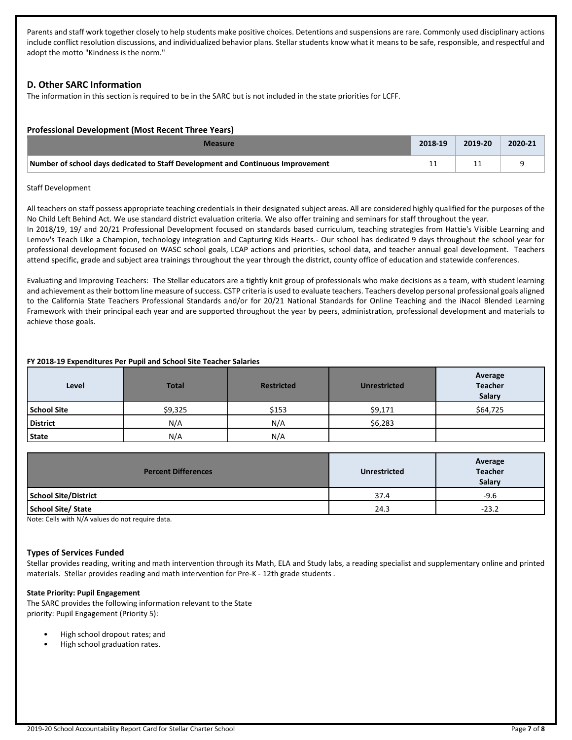Parents and staff work together closely to help students make positive choices. Detentions and suspensions are rare. Commonly used disciplinary actions include conflict resolution discussions, and individualized behavior plans. Stellar students know what it means to be safe, responsible, and respectful and adopt the motto "Kindness is the norm."

## D. Other SARC Information

The information in this section is required to be in the SARC but is not included in the state priorities for LCFF.

### Professional Development (Most Recent Three Years)

| Measure | 2018-19 | 2019-20 | 2020-21 |
|---|---|---|---|
| Number of school days dedicated to Staff Development and Continuous Improvement | 11 | 11 | 9 |

Staff Development

All teachers on staff possess appropriate teaching credentials in their designated subject areas. All are considered highly qualified for the purposes of the No Child Left Behind Act. We use standard district evaluation criteria. We also offer training and seminars for staff throughout the year.
In 2018/19, 19/ and 20/21 Professional Development focused on standards based curriculum, teaching strategies from Hattie's Visible Learning and Lemov's Teach LIke a Champion, technology integration and Capturing Kids Hearts.- Our school has dedicated 9 days throughout the school year for professional development focused on WASC school goals, LCAP actions and priorities, school data, and teacher annual goal development. Teachers attend specific, grade and subject area trainings throughout the year through the district, county office of education and statewide conferences.

Evaluating and Improving Teachers: The Stellar educators are a tightly knit group of professionals who make decisions as a team, with student learning and achievement as their bottom line measure of success. CSTP criteria is used to evaluate teachers. Teachers develop personal professional goals aligned to the California State Teachers Professional Standards and/or for 20/21 National Standards for Online Teaching and the iNacol Blended Learning Framework with their principal each year and are supported throughout the year by peers, administration, professional development and materials to achieve those goals.

### FY 2018-19 Expenditures Per Pupil and School Site Teacher Salaries

| Level | Total | Restricted | Unrestricted | Average Teacher Salary |
|---|---|---|---|---|
| School Site | $9,325 | $153 | $9,171 | $64,725 |
| District | N/A | N/A | $6,283 | |
| State | N/A | N/A | | |

| Percent Differences | Unrestricted | Average Teacher Salary |
|---|---|---|
| School Site/District | 37.4 | -9.6 |
| School Site/ State | 24.3 | -23.2 |

Note: Cells with N/A values do not require data.

### Types of Services Funded

Stellar provides reading, writing and math intervention through its Math, ELA and Study labs, a reading specialist and supplementary online and printed materials. Stellar provides reading and math intervention for Pre-K - 12th grade students .

**State Priority: Pupil Engagement**

The SARC provides the following information relevant to the State priority: Pupil Engagement (Priority 5):

- High school dropout rates; and
- High school graduation rates.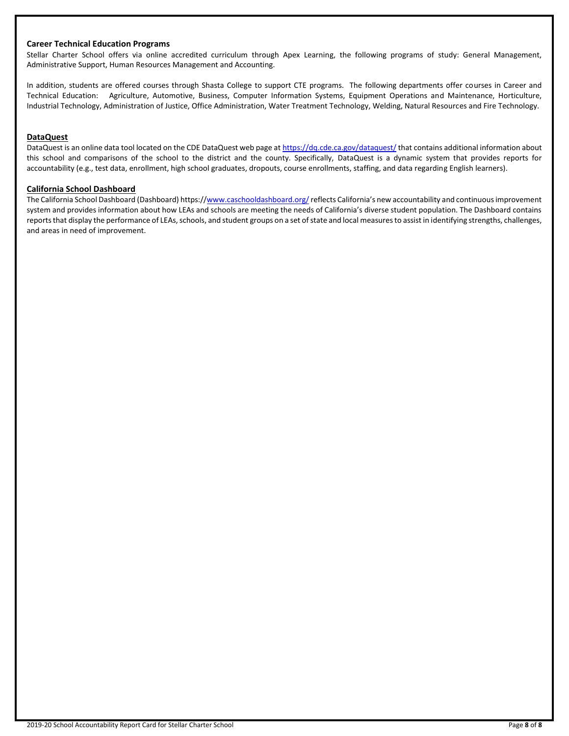### Career Technical Education Programs

Stellar Charter School offers via online accredited curriculum through Apex Learning, the following programs of study: General Management, Administrative Support, Human Resources Management and Accounting.

In addition, students are offered courses through Shasta College to support CTE programs. The following departments offer courses in Career and Technical Education: Agriculture, Automotive, Business, Computer Information Systems, Equipment Operations and Maintenance, Horticulture, Industrial Technology, Administration of Justice, Office Administration, Water Treatment Technology, Welding, Natural Resources and Fire Technology.

### DataQuest

DataQuest is an online data tool located on the CDE DataQuest web page at https://dq.cde.ca.gov/dataquest/ that contains additional information about this school and comparisons of the school to the district and the county. Specifically, DataQuest is a dynamic system that provides reports for accountability (e.g., test data, enrollment, high school graduates, dropouts, course enrollments, staffing, and data regarding English learners).

### California School Dashboard

The California School Dashboard (Dashboard) https://www.caschooldashboard.org/ reflects California's new accountability and continuous improvement system and provides information about how LEAs and schools are meeting the needs of California's diverse student population. The Dashboard contains reports that display the performance of LEAs, schools, and student groups on a set of state and local measures to assist in identifying strengths, challenges, and areas in need of improvement.